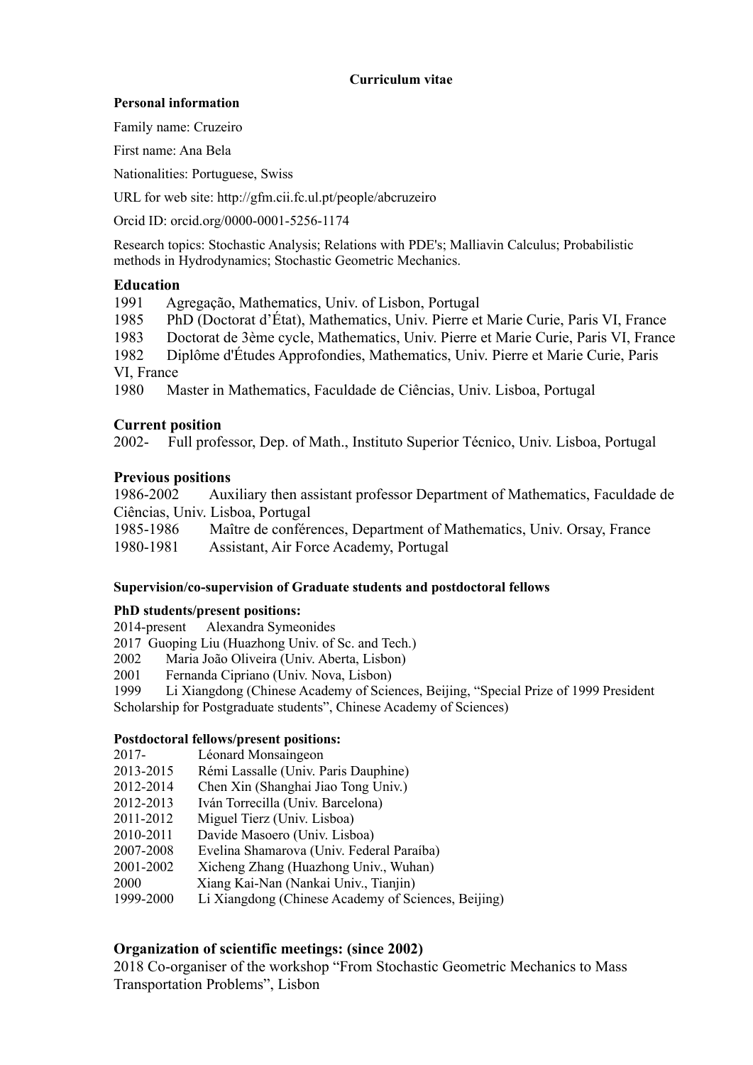**Curriculum vitae**

**Personal information**

Family name: Cruzeiro

First name: Ana Bela

Nationalities: Portuguese, Swiss

URL for web site: http://gfm.cii.fc.ul.pt/people/abcruzeiro

Orcid ID: orcid.org/0000-0001-5256-1174

Research topics: Stochastic Analysis; Relations with PDE's; Malliavin Calculus; Probabilistic methods in Hydrodynamics; Stochastic Geometric Mechanics.

## Education

1991 Agregação, Mathematics, Univ. of Lisbon, Portugal
1985 PhD (Doctorat d'État), Mathematics, Univ. Pierre et Marie Curie, Paris VI, France
1983 Doctorat de 3ème cycle, Mathematics, Univ. Pierre et Marie Curie, Paris VI, France
1982 Diplôme d'Études Approfondies, Mathematics, Univ. Pierre et Marie Curie, Paris VI, France
1980 Master in Mathematics, Faculdade de Ciências, Univ. Lisboa, Portugal

## Current position

2002- Full professor, Dep. of Math., Instituto Superior Técnico, Univ. Lisboa, Portugal

## Previous positions

1986-2002 Auxiliary then assistant professor Department of Mathematics, Faculdade de Ciências, Univ. Lisboa, Portugal
1985-1986 Maître de conférences, Department of Mathematics, Univ. Orsay, France
1980-1981 Assistant, Air Force Academy, Portugal

#### Supervision/co-supervision of Graduate students and postdoctoral fellows

**PhD students/present positions:**

2014-present Alexandra Symeonides
2017 Guoping Liu (Huazhong Univ. of Sc. and Tech.)
2002 Maria João Oliveira (Univ. Aberta, Lisbon)
2001 Fernanda Cipriano (Univ. Nova, Lisbon)
1999 Li Xiangdong (Chinese Academy of Sciences, Beijing, "Special Prize of 1999 President Scholarship for Postgraduate students", Chinese Academy of Sciences)

**Postdoctoral fellows/present positions:**

2017- Léonard Monsaingeon
2013-2015 Rémi Lassalle (Univ. Paris Dauphine)
2012-2014 Chen Xin (Shanghai Jiao Tong Univ.)
2012-2013 Iván Torrecilla (Univ. Barcelona)
2011-2012 Miguel Tierz (Univ. Lisboa)
2010-2011 Davide Masoero (Univ. Lisboa)
2007-2008 Evelina Shamarova (Univ. Federal Paraíba)
2001-2002 Xicheng Zhang (Huazhong Univ., Wuhan)
2000 Xiang Kai-Nan (Nankai Univ., Tianjin)
1999-2000 Li Xiangdong (Chinese Academy of Sciences, Beijing)

## Organization of scientific meetings: (since 2002)

2018 Co-organiser of the workshop "From Stochastic Geometric Mechanics to Mass Transportation Problems", Lisbon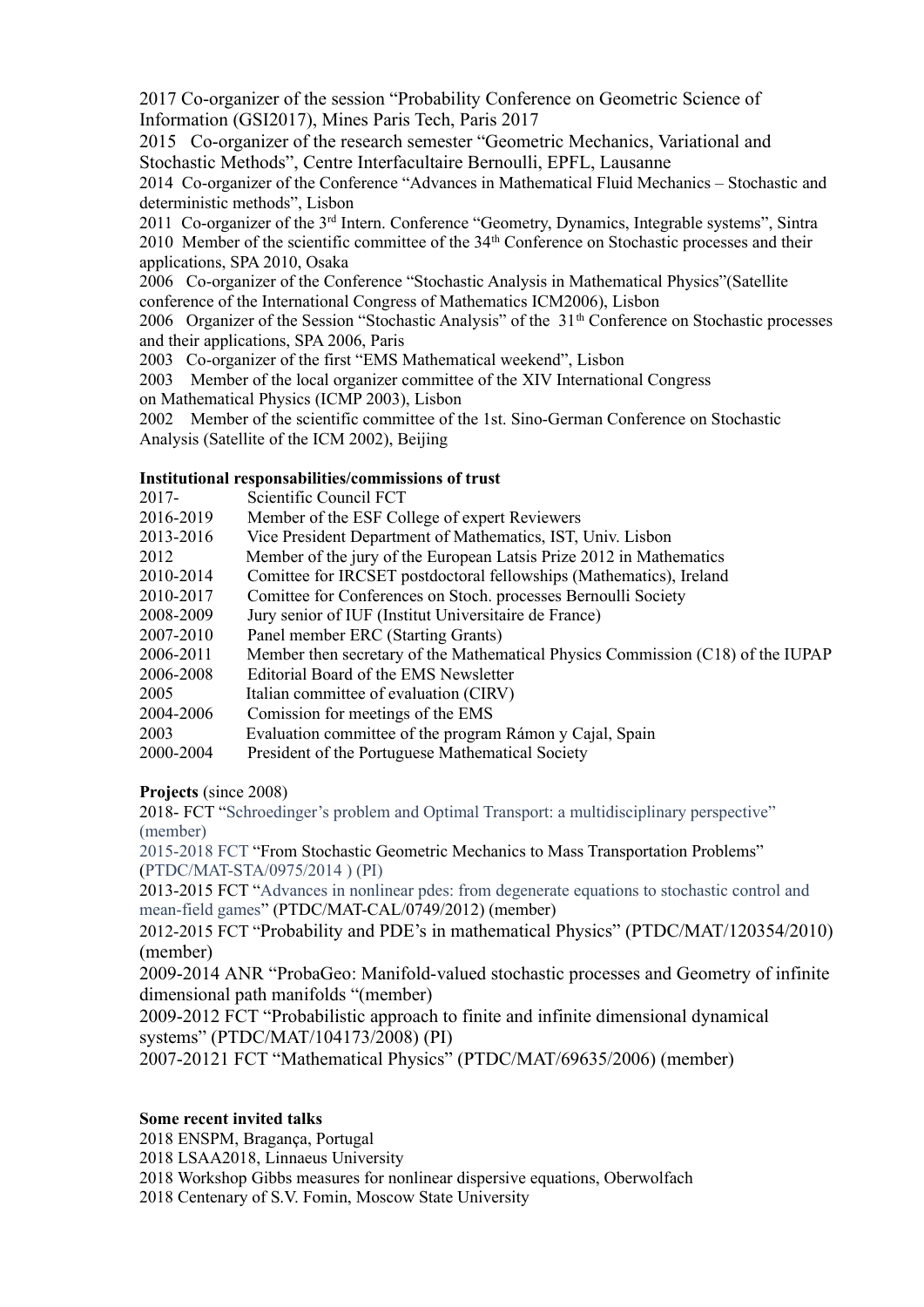2017 Co-organizer of the session "Probability Conference on Geometric Science of Information (GSI2017), Mines Paris Tech, Paris 2017

2015 Co-organizer of the research semester "Geometric Mechanics, Variational and Stochastic Methods", Centre Interfacultaire Bernoulli, EPFL, Lausanne

2014 Co-organizer of the Conference "Advances in Mathematical Fluid Mechanics – Stochastic and deterministic methods", Lisbon

2011 Co-organizer of the 3rd Intern. Conference "Geometry, Dynamics, Integrable systems", Sintra

2010 Member of the scientific committee of the 34th Conference on Stochastic processes and their applications, SPA 2010, Osaka

2006 Co-organizer of the Conference "Stochastic Analysis in Mathematical Physics"(Satellite conference of the International Congress of Mathematics ICM2006), Lisbon

2006 Organizer of the Session "Stochastic Analysis" of the 31th Conference on Stochastic processes and their applications, SPA 2006, Paris

2003 Co-organizer of the first "EMS Mathematical weekend", Lisbon

2003 Member of the local organizer committee of the XIV International Congress on Mathematical Physics (ICMP 2003), Lisbon

2002 Member of the scientific committee of the 1st. Sino-German Conference on Stochastic Analysis (Satellite of the ICM 2002), Beijing

**Institutional responsabilities/commissions of trust**

| | |
|---|---|
| 2017- | Scientific Council FCT |
| 2016-2019 | Member of the ESF College of expert Reviewers |
| 2013-2016 | Vice President Department of Mathematics, IST, Univ. Lisbon |
| 2012 | Member of the jury of the European Latsis Prize 2012 in Mathematics |
| 2010-2014 | Comittee for IRCSET postdoctoral fellowships (Mathematics), Ireland |
| 2010-2017 | Comittee for Conferences on Stoch. processes Bernoulli Society |
| 2008-2009 | Jury senior of IUF (Institut Universitaire de France) |
| 2007-2010 | Panel member ERC (Starting Grants) |
| 2006-2011 | Member then secretary of the Mathematical Physics Commission (C18) of the IUPAP |
| 2006-2008 | Editorial Board of the EMS Newsletter |
| 2005 | Italian committee of evaluation (CIRV) |
| 2004-2006 | Comission for meetings of the EMS |
| 2003 | Evaluation committee of the program Rámon y Cajal, Spain |
| 2000-2004 | President of the Portuguese Mathematical Society |

**Projects** (since 2008)

2018- FCT "Schroedinger's problem and Optimal Transport: a multidisciplinary perspective" (member)

2015-2018 FCT "From Stochastic Geometric Mechanics to Mass Transportation Problems" (PTDC/MAT-STA/0975/2014 ) (PI)

2013-2015 FCT "Advances in nonlinear pdes: from degenerate equations to stochastic control and mean-field games" (PTDC/MAT-CAL/0749/2012) (member)

2012-2015 FCT "Probability and PDE's in mathematical Physics" (PTDC/MAT/120354/2010) (member)

2009-2014 ANR "ProbaGeo: Manifold-valued stochastic processes and Geometry of infinite dimensional path manifolds "(member)

2009-2012 FCT "Probabilistic approach to finite and infinite dimensional dynamical systems" (PTDC/MAT/104173/2008) (PI)

2007-20121 FCT "Mathematical Physics" (PTDC/MAT/69635/2006) (member)

**Some recent invited talks**

2018 ENSPM, Bragança, Portugal

2018 LSAA2018, Linnaeus University

2018 Workshop Gibbs measures for nonlinear dispersive equations, Oberwolfach

2018 Centenary of S.V. Fomin, Moscow State University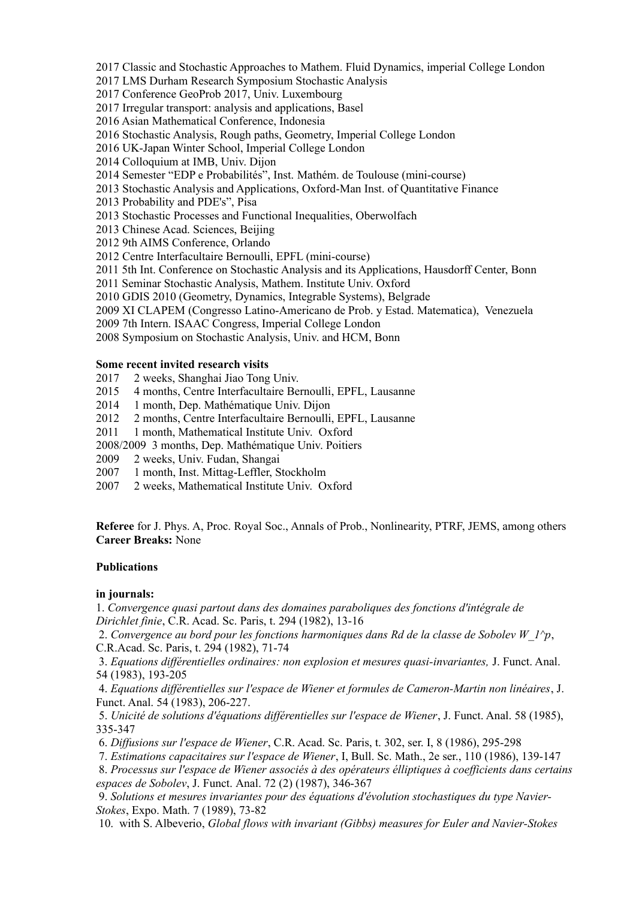2017 Classic and Stochastic Approaches to Mathem. Fluid Dynamics, imperial College London
2017 LMS Durham Research Symposium Stochastic Analysis
2017 Conference GeoProb 2017, Univ. Luxembourg
2017 Irregular transport: analysis and applications, Basel
2016 Asian Mathematical Conference, Indonesia
2016 Stochastic Analysis, Rough paths, Geometry, Imperial College London
2016 UK-Japan Winter School, Imperial College London
2014 Colloquium at IMB, Univ. Dijon
2014 Semester "EDP e Probabilités", Inst. Mathém. de Toulouse (mini-course)
2013 Stochastic Analysis and Applications, Oxford-Man Inst. of Quantitative Finance
2013 Probability and PDE's", Pisa
2013 Stochastic Processes and Functional Inequalities, Oberwolfach
2013 Chinese Acad. Sciences, Beijing
2012 9th AIMS Conference, Orlando
2012 Centre Interfacultaire Bernoulli, EPFL (mini-course)
2011 5th Int. Conference on Stochastic Analysis and its Applications, Hausdorff Center, Bonn
2011 Seminar Stochastic Analysis, Mathem. Institute Univ. Oxford
2010 GDIS 2010 (Geometry, Dynamics, Integrable Systems), Belgrade
2009 XI CLAPEM (Congresso Latino-Americano de Prob. y Estad. Matematica), Venezuela
2009 7th Intern. ISAAC Congress, Imperial College London
2008 Symposium on Stochastic Analysis, Univ. and HCM, Bonn

**Some recent invited research visits**

2017 2 weeks, Shanghai Jiao Tong Univ.
2015 4 months, Centre Interfacultaire Bernoulli, EPFL, Lausanne
2014 1 month, Dep. Mathématique Univ. Dijon
2012 2 months, Centre Interfacultaire Bernoulli, EPFL, Lausanne
2011 1 month, Mathematical Institute Univ. Oxford
2008/2009 3 months, Dep. Mathématique Univ. Poitiers
2009 2 weeks, Univ. Fudan, Shangai
2007 1 month, Inst. Mittag-Leffler, Stockholm
2007 2 weeks, Mathematical Institute Univ. Oxford

**Referee** for J. Phys. A, Proc. Royal Soc., Annals of Prob., Nonlinearity, PTRF, JEMS, among others
**Career Breaks:** None

**Publications**

**in journals:**

1. *Convergence quasi partout dans des domaines paraboliques des fonctions d'intégrale de Dirichlet finie*, C.R. Acad. Sc. Paris, t. 294 (1982), 13-16
2. *Convergence au bord pour les fonctions harmoniques dans Rd de la classe de Sobolev W_1^p*, C.R.Acad. Sc. Paris, t. 294 (1982), 71-74
3. *Equations différentielles ordinaires: non explosion et mesures quasi-invariantes,* J. Funct. Anal. 54 (1983), 193-205
4. *Equations différentielles sur l'espace de Wiener et formules de Cameron-Martin non linéaires*, J. Funct. Anal. 54 (1983), 206-227.
5. *Unicité de solutions d'équations différentielles sur l'espace de Wiener*, J. Funct. Anal. 58 (1985), 335-347
6. *Diffusions sur l'espace de Wiener*, C.R. Acad. Sc. Paris, t. 302, ser. I, 8 (1986), 295-298
7. *Estimations capacitaires sur l'espace de Wiener*, I, Bull. Sc. Math., 2e ser., 110 (1986), 139-147
8. *Processus sur l'espace de Wiener associés à des opérateurs élliptiques à coefficients dans certains espaces de Sobolev*, J. Funct. Anal. 72 (2) (1987), 346-367
9. *Solutions et mesures invariantes pour des équations d'évolution stochastiques du type Navier-Stokes*, Expo. Math. 7 (1989), 73-82
10. with S. Albeverio, *Global flows with invariant (Gibbs) measures for Euler and Navier-Stokes*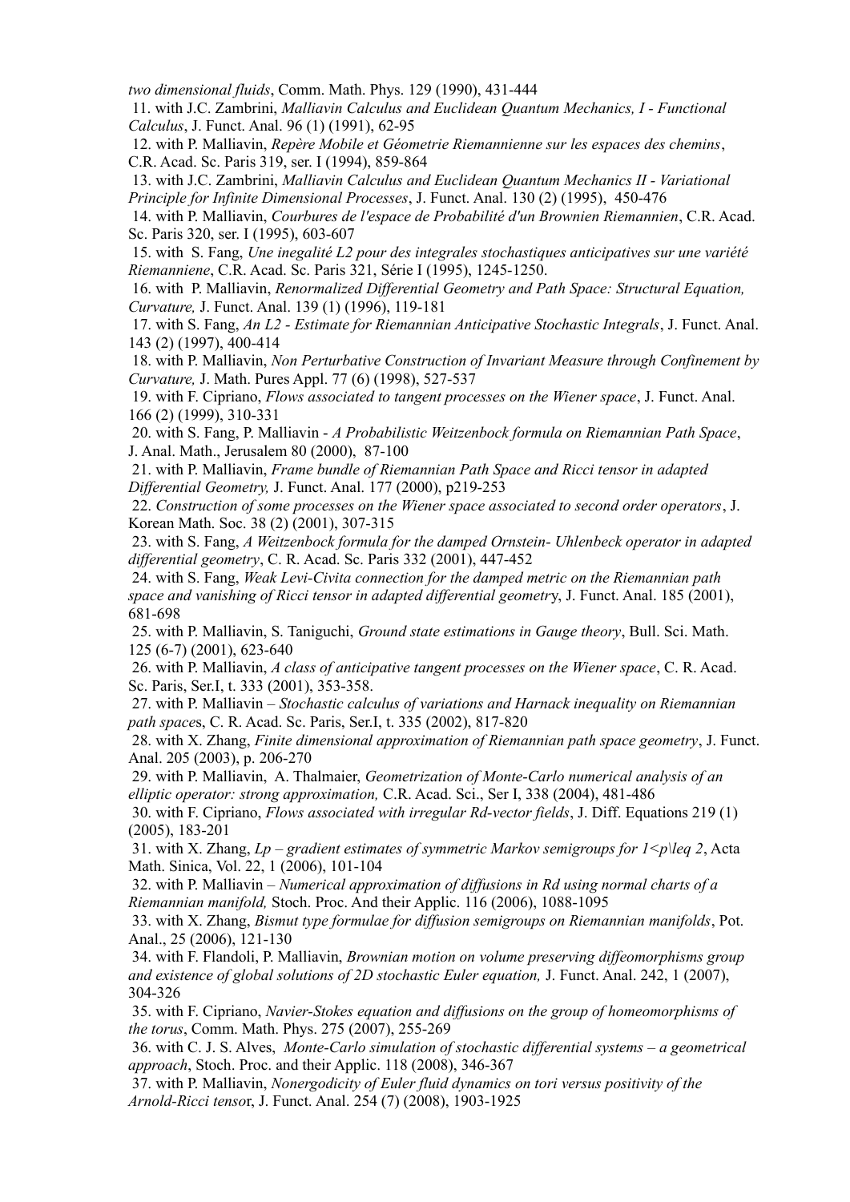*two dimensional fluids*, Comm. Math. Phys. 129 (1990), 431-444

11. with J.C. Zambrini, *Malliavin Calculus and Euclidean Quantum Mechanics, I - Functional Calculus*, J. Funct. Anal. 96 (1) (1991), 62-95

12. with P. Malliavin, *Repère Mobile et Géometrie Riemannienne sur les espaces des chemins*, C.R. Acad. Sc. Paris 319, ser. I (1994), 859-864

13. with J.C. Zambrini, *Malliavin Calculus and Euclidean Quantum Mechanics II - Variational Principle for Infinite Dimensional Processes*, J. Funct. Anal. 130 (2) (1995), 450-476

14. with P. Malliavin, *Courbures de l'espace de Probabilité d'un Brownien Riemannien*, C.R. Acad. Sc. Paris 320, ser. I (1995), 603-607

15. with S. Fang, *Une inegalité L2 pour des integrales stochastiques anticipatives sur une variété Riemanniene*, C.R. Acad. Sc. Paris 321, Série I (1995), 1245-1250.

16. with P. Malliavin, *Renormalized Differential Geometry and Path Space: Structural Equation, Curvature,* J. Funct. Anal. 139 (1) (1996), 119-181

17. with S. Fang, *An L2 - Estimate for Riemannian Anticipative Stochastic Integrals*, J. Funct. Anal. 143 (2) (1997), 400-414

18. with P. Malliavin, *Non Perturbative Construction of Invariant Measure through Confinement by Curvature,* J. Math. Pures Appl. 77 (6) (1998), 527-537

19. with F. Cipriano, *Flows associated to tangent processes on the Wiener space*, J. Funct. Anal. 166 (2) (1999), 310-331

20. with S. Fang, P. Malliavin - *A Probabilistic Weitzenbock formula on Riemannian Path Space*, J. Anal. Math., Jerusalem 80 (2000), 87-100

21. with P. Malliavin, *Frame bundle of Riemannian Path Space and Ricci tensor in adapted Differential Geometry,* J. Funct. Anal. 177 (2000), p219-253

22. *Construction of some processes on the Wiener space associated to second order operators*, J. Korean Math. Soc. 38 (2) (2001), 307-315

23. with S. Fang, *A Weitzenbock formula for the damped Ornstein- Uhlenbeck operator in adapted differential geometry*, C. R. Acad. Sc. Paris 332 (2001), 447-452

24. with S. Fang, *Weak Levi-Civita connection for the damped metric on the Riemannian path space and vanishing of Ricci tensor in adapted differential geometr*y, J. Funct. Anal. 185 (2001), 681-698

25. with P. Malliavin, S. Taniguchi, *Ground state estimations in Gauge theory*, Bull. Sci. Math. 125 (6-7) (2001), 623-640

26. with P. Malliavin, *A class of anticipative tangent processes on the Wiener space*, C. R. Acad. Sc. Paris, Ser.I, t. 333 (2001), 353-358.

27. with P. Malliavin – *Stochastic calculus of variations and Harnack inequality on Riemannian path space*s, C. R. Acad. Sc. Paris, Ser.I, t. 335 (2002), 817-820

28. with X. Zhang, *Finite dimensional approximation of Riemannian path space geometry*, J. Funct. Anal. 205 (2003), p. 206-270

29. with P. Malliavin, A. Thalmaier, *Geometrization of Monte-Carlo numerical analysis of an elliptic operator: strong approximation,* C.R. Acad. Sci., Ser I, 338 (2004), 481-486

30. with F. Cipriano, *Flows associated with irregular Rd-vector fields*, J. Diff. Equations 219 (1) (2005), 183-201

31. with X. Zhang, *Lp – gradient estimates of symmetric Markov semigroups for 1<p\leq 2*, Acta Math. Sinica, Vol. 22, 1 (2006), 101-104

32. with P. Malliavin – *Numerical approximation of diffusions in Rd using normal charts of a Riemannian manifold,* Stoch. Proc. And their Applic. 116 (2006), 1088-1095

33. with X. Zhang, *Bismut type formulae for diffusion semigroups on Riemannian manifolds*, Pot. Anal., 25 (2006), 121-130

34. with F. Flandoli, P. Malliavin, *Brownian motion on volume preserving diffeomorphisms group and existence of global solutions of 2D stochastic Euler equation,* J. Funct. Anal. 242, 1 (2007), 304-326

35. with F. Cipriano, *Navier-Stokes equation and diffusions on the group of homeomorphisms of the torus*, Comm. Math. Phys. 275 (2007), 255-269

36. with C. J. S. Alves, *Monte-Carlo simulation of stochastic differential systems – a geometrical approach*, Stoch. Proc. and their Applic. 118 (2008), 346-367

37. with P. Malliavin, *Nonergodicity of Euler fluid dynamics on tori versus positivity of the Arnold-Ricci tenso*r, J. Funct. Anal. 254 (7) (2008), 1903-1925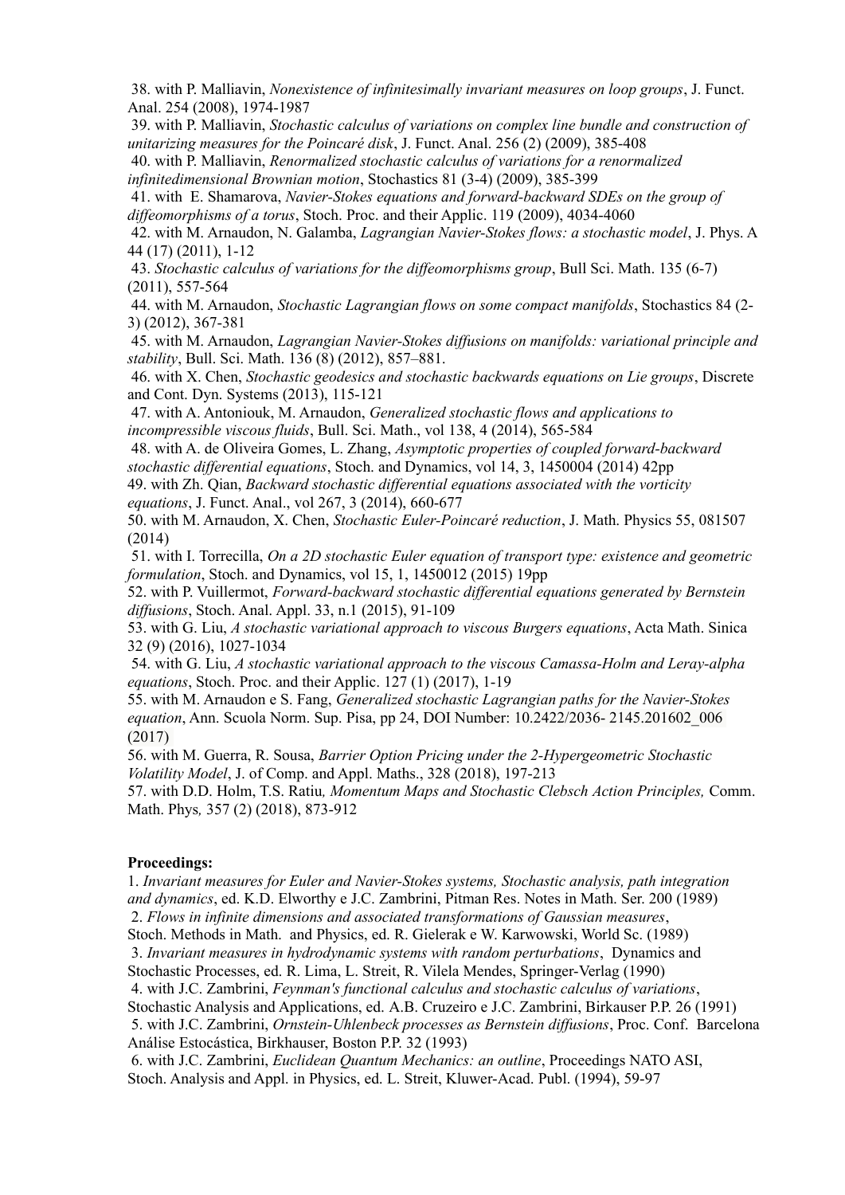38. with P. Malliavin, *Nonexistence of infinitesimally invariant measures on loop groups*, J. Funct. Anal. 254 (2008), 1974-1987

39. with P. Malliavin, *Stochastic calculus of variations on complex line bundle and construction of unitarizing measures for the Poincaré disk*, J. Funct. Anal. 256 (2) (2009), 385-408

40. with P. Malliavin, *Renormalized stochastic calculus of variations for a renormalized infinitedimensional Brownian motion*, Stochastics 81 (3-4) (2009), 385-399

41. with E. Shamarova, *Navier-Stokes equations and forward-backward SDEs on the group of diffeomorphisms of a torus*, Stoch. Proc. and their Applic. 119 (2009), 4034-4060

42. with M. Arnaudon, N. Galamba, *Lagrangian Navier-Stokes flows: a stochastic model*, J. Phys. A 44 (17) (2011), 1-12

43. *Stochastic calculus of variations for the diffeomorphisms group*, Bull Sci. Math. 135 (6-7) (2011), 557-564

44. with M. Arnaudon, *Stochastic Lagrangian flows on some compact manifolds*, Stochastics 84 (2-3) (2012), 367-381

45. with M. Arnaudon, *Lagrangian Navier-Stokes diffusions on manifolds: variational principle and stability*, Bull. Sci. Math. 136 (8) (2012), 857–881.

46. with X. Chen, *Stochastic geodesics and stochastic backwards equations on Lie groups*, Discrete and Cont. Dyn. Systems (2013), 115-121

47. with A. Antoniouk, M. Arnaudon, *Generalized stochastic flows and applications to incompressible viscous fluids*, Bull. Sci. Math., vol 138, 4 (2014), 565-584

48. with A. de Oliveira Gomes, L. Zhang, *Asymptotic properties of coupled forward-backward stochastic differential equations*, Stoch. and Dynamics, vol 14, 3, 1450004 (2014) 42pp

49. with Zh. Qian, *Backward stochastic differential equations associated with the vorticity equations*, J. Funct. Anal., vol 267, 3 (2014), 660-677

50. with M. Arnaudon, X. Chen, *Stochastic Euler-Poincaré reduction*, J. Math. Physics 55, 081507 (2014)

51. with I. Torrecilla, *On a 2D stochastic Euler equation of transport type: existence and geometric formulation*, Stoch. and Dynamics, vol 15, 1, 1450012 (2015) 19pp

52. with P. Vuillermot, *Forward-backward stochastic differential equations generated by Bernstein diffusions*, Stoch. Anal. Appl. 33, n.1 (2015), 91-109

53. with G. Liu, *A stochastic variational approach to viscous Burgers equations*, Acta Math. Sinica 32 (9) (2016), 1027-1034

54. with G. Liu, *A stochastic variational approach to the viscous Camassa-Holm and Leray-alpha equations*, Stoch. Proc. and their Applic. 127 (1) (2017), 1-19

55. with M. Arnaudon e S. Fang, *Generalized stochastic Lagrangian paths for the Navier-Stokes equation*, Ann. Scuola Norm. Sup. Pisa, pp 24, DOI Number: 10.2422/2036- 2145.201602_006 (2017)

56. with M. Guerra, R. Sousa, *Barrier Option Pricing under the 2-Hypergeometric Stochastic Volatility Model*, J. of Comp. and Appl. Maths., 328 (2018), 197-213

57. with D.D. Holm, T.S. Ratiu, *Momentum Maps and Stochastic Clebsch Action Principles,* Comm. Math. Phys*,* 357 (2) (2018), 873-912

**Proceedings:**

1. *Invariant measures for Euler and Navier-Stokes systems, Stochastic analysis, path integration and dynamics*, ed. K.D. Elworthy e J.C. Zambrini, Pitman Res. Notes in Math. Ser. 200 (1989)

2. *Flows in infinite dimensions and associated transformations of Gaussian measures*, Stoch. Methods in Math. and Physics, ed. R. Gielerak e W. Karwowski, World Sc. (1989)

3. *Invariant measures in hydrodynamic systems with random perturbations*, Dynamics and Stochastic Processes, ed. R. Lima, L. Streit, R. Vilela Mendes, Springer-Verlag (1990)

4. with J.C. Zambrini, *Feynman's functional calculus and stochastic calculus of variations*, Stochastic Analysis and Applications, ed. A.B. Cruzeiro e J.C. Zambrini, Birkauser P.P. 26 (1991)

5. with J.C. Zambrini, *Ornstein-Uhlenbeck processes as Bernstein diffusions*, Proc. Conf. Barcelona Análise Estocástica, Birkhauser, Boston P.P. 32 (1993)

6. with J.C. Zambrini, *Euclidean Quantum Mechanics: an outline*, Proceedings NATO ASI, Stoch. Analysis and Appl. in Physics, ed. L. Streit, Kluwer-Acad. Publ. (1994), 59-97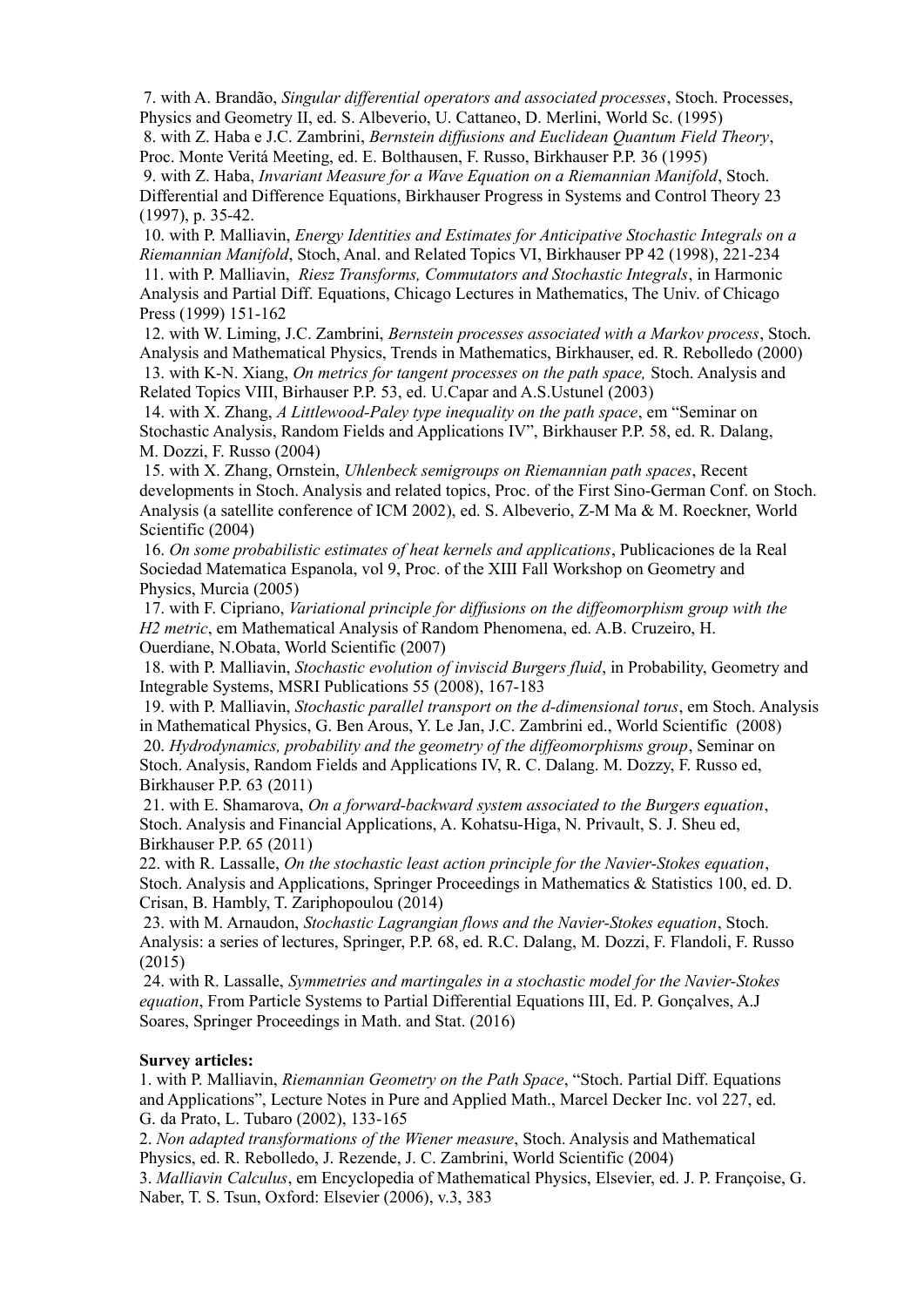7. with A. Brandão, *Singular differential operators and associated processes*, Stoch. Processes, Physics and Geometry II, ed. S. Albeverio, U. Cattaneo, D. Merlini, World Sc. (1995)
8. with Z. Haba e J.C. Zambrini, *Bernstein diffusions and Euclidean Quantum Field Theory*, Proc. Monte Veritá Meeting, ed. E. Bolthausen, F. Russo, Birkhauser P.P. 36 (1995)
9. with Z. Haba, *Invariant Measure for a Wave Equation on a Riemannian Manifold*, Stoch. Differential and Difference Equations, Birkhauser Progress in Systems and Control Theory 23 (1997), p. 35-42.
10. with P. Malliavin, *Energy Identities and Estimates for Anticipative Stochastic Integrals on a Riemannian Manifold*, Stoch, Anal. and Related Topics VI, Birkhauser PP 42 (1998), 221-234
11. with P. Malliavin, *Riesz Transforms, Commutators and Stochastic Integrals*, in Harmonic Analysis and Partial Diff. Equations, Chicago Lectures in Mathematics, The Univ. of Chicago Press (1999) 151-162
12. with W. Liming, J.C. Zambrini, *Bernstein processes associated with a Markov process*, Stoch. Analysis and Mathematical Physics, Trends in Mathematics, Birkhauser, ed. R. Rebolledo (2000)
13. with K-N. Xiang, *On metrics for tangent processes on the path space,* Stoch. Analysis and Related Topics VIII, Birhauser P.P. 53, ed. U.Capar and A.S.Ustunel (2003)
14. with X. Zhang, *A Littlewood-Paley type inequality on the path space*, em "Seminar on Stochastic Analysis, Random Fields and Applications IV", Birkhauser P.P. 58, ed. R. Dalang, M. Dozzi, F. Russo (2004)
15. with X. Zhang, Ornstein, *Uhlenbeck semigroups on Riemannian path spaces*, Recent developments in Stoch. Analysis and related topics, Proc. of the First Sino-German Conf. on Stoch. Analysis (a satellite conference of ICM 2002), ed. S. Albeverio, Z-M Ma & M. Roeckner, World Scientific (2004)
16. *On some probabilistic estimates of heat kernels and applications*, Publicaciones de la Real Sociedad Matematica Espanola, vol 9, Proc. of the XIII Fall Workshop on Geometry and Physics, Murcia (2005)
17. with F. Cipriano, *Variational principle for diffusions on the diffeomorphism group with the H2 metric*, em Mathematical Analysis of Random Phenomena, ed. A.B. Cruzeiro, H. Ouerdiane, N.Obata, World Scientific (2007)
18. with P. Malliavin, *Stochastic evolution of inviscid Burgers fluid*, in Probability, Geometry and Integrable Systems, MSRI Publications 55 (2008), 167-183
19. with P. Malliavin, *Stochastic parallel transport on the d-dimensional torus*, em Stoch. Analysis in Mathematical Physics, G. Ben Arous, Y. Le Jan, J.C. Zambrini ed., World Scientific (2008)
20. *Hydrodynamics, probability and the geometry of the diffeomorphisms group*, Seminar on Stoch. Analysis, Random Fields and Applications IV, R. C. Dalang. M. Dozzy, F. Russo ed, Birkhauser P.P. 63 (2011)
21. with E. Shamarova, *On a forward-backward system associated to the Burgers equation*, Stoch. Analysis and Financial Applications, A. Kohatsu-Higa, N. Privault, S. J. Sheu ed, Birkhauser P.P. 65 (2011)
22. with R. Lassalle, *On the stochastic least action principle for the Navier-Stokes equation*, Stoch. Analysis and Applications, Springer Proceedings in Mathematics & Statistics 100, ed. D. Crisan, B. Hambly, T. Zariphopoulou (2014)
23. with M. Arnaudon, *Stochastic Lagrangian flows and the Navier-Stokes equation*, Stoch. Analysis: a series of lectures, Springer, P.P. 68, ed. R.C. Dalang, M. Dozzi, F. Flandoli, F. Russo (2015)
24. with R. Lassalle, *Symmetries and martingales in a stochastic model for the Navier-Stokes equation*, From Particle Systems to Partial Differential Equations III, Ed. P. Gonçalves, A.J Soares, Springer Proceedings in Math. and Stat. (2016)

**Survey articles:**

1. with P. Malliavin, *Riemannian Geometry on the Path Space*, "Stoch. Partial Diff. Equations and Applications", Lecture Notes in Pure and Applied Math., Marcel Decker Inc. vol 227, ed. G. da Prato, L. Tubaro (2002), 133-165
2. *Non adapted transformations of the Wiener measure*, Stoch. Analysis and Mathematical Physics, ed. R. Rebolledo, J. Rezende, J. C. Zambrini, World Scientific (2004)
3. *Malliavin Calculus*, em Encyclopedia of Mathematical Physics, Elsevier, ed. J. P. Françoise, G. Naber, T. S. Tsun, Oxford: Elsevier (2006), v.3, 383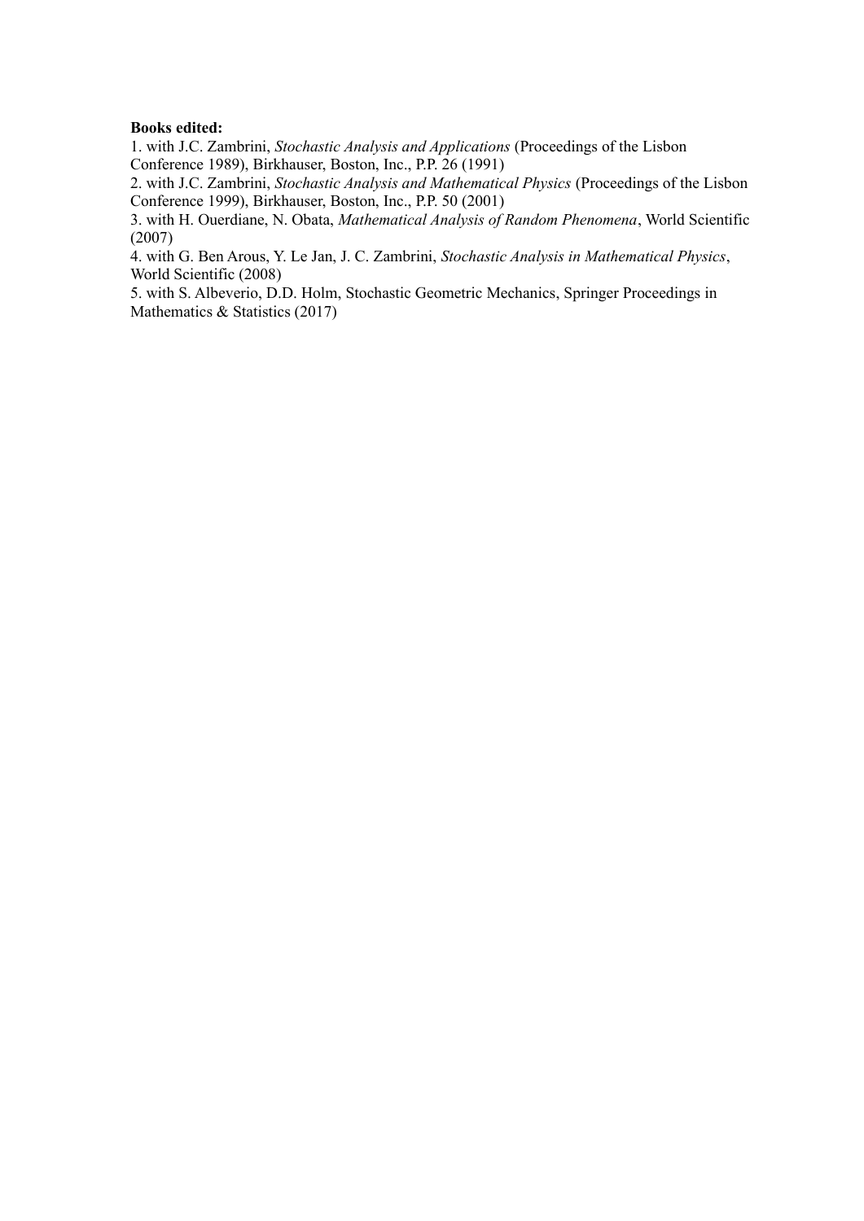**Books edited:**

1. with J.C. Zambrini, *Stochastic Analysis and Applications* (Proceedings of the Lisbon Conference 1989), Birkhauser, Boston, Inc., P.P. 26 (1991)
2. with J.C. Zambrini, *Stochastic Analysis and Mathematical Physics* (Proceedings of the Lisbon Conference 1999), Birkhauser, Boston, Inc., P.P. 50 (2001)
3. with H. Ouerdiane, N. Obata, *Mathematical Analysis of Random Phenomena*, World Scientific (2007)
4. with G. Ben Arous, Y. Le Jan, J. C. Zambrini, *Stochastic Analysis in Mathematical Physics*, World Scientific (2008)
5. with S. Albeverio, D.D. Holm, Stochastic Geometric Mechanics, Springer Proceedings in Mathematics & Statistics (2017)